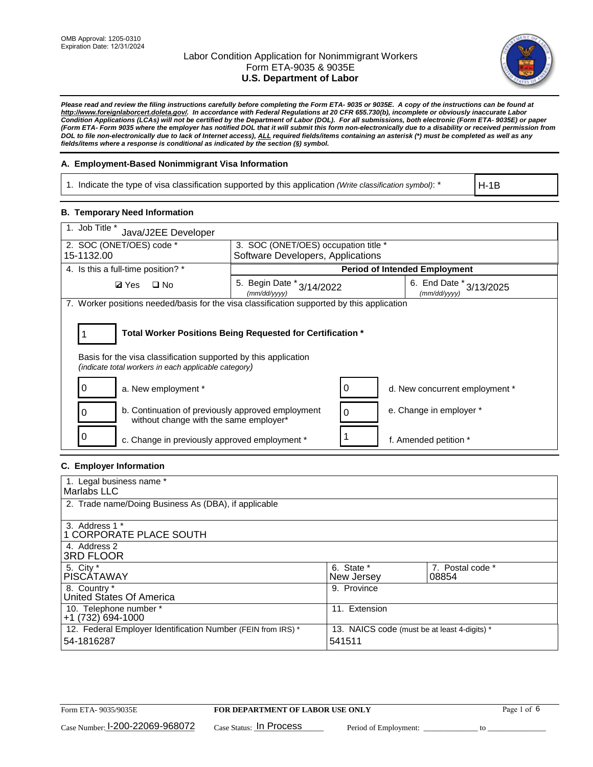OMB Approval: 1205-0310
Expiration Date: 12/31/2024

# Labor Condition Application for Nonimmigrant Workers
## Form ETA-9035 & 9035E
## U.S. Department of Labor

***Please read and review the filing instructions carefully before completing the Form ETA- 9035 or 9035E. A copy of the instructions can be found at http://www.foreignlaborcert.doleta.gov/. In accordance with Federal Regulations at 20 CFR 655.730(b), incomplete or obviously inaccurate Labor Condition Applications (LCAs) will not be certified by the Department of Labor (DOL). For all submissions, both electronic (Form ETA- 9035E) or paper (Form ETA- Form 9035 where the employer has notified DOL that it will submit this form non-electronically due to a disability or received permission from DOL to file non-electronically due to lack of Internet access), ALL required fields/items containing an asterisk (*) must be completed as well as any fields/items where a response is conditional as indicated by the section (§) symbol.***

### A. Employment-Based Nonimmigrant Visa Information

| 1. Indicate the type of visa classification supported by this application *(Write classification symbol)*: * | H-1B |
|---|---|

### B. Temporary Need Information

| 1. Job Title * Java/J2EE Developer | | |
|---|---|---|
| 2. SOC (ONET/OES) code * 15-1132.00 | 3. SOC (ONET/OES) occupation title * Software Developers, Applications | |
| 4. Is this a full-time position? * | **Period of Intended Employment** | |
| ☑ Yes ☐ No | 5. Begin Date * (mm/dd/yyyy) 3/14/2022 | 6. End Date * (mm/dd/yyyy) 3/13/2025 |

7. Worker positions needed/basis for the visa classification supported by this application

| 1 | **Total Worker Positions Being Requested for Certification *** |
|---|---|

Basis for the visa classification supported by this application
*(indicate total workers in each applicable category)*

| Count | Category | Count | Category |
|---|---|---|---|
| 0 | a. New employment * | 0 | d. New concurrent employment * |
| 0 | b. Continuation of previously approved employment without change with the same employer* | 0 | e. Change in employer * |
| 0 | c. Change in previously approved employment * | 1 | f. Amended petition * |

### C. Employer Information

| 1. Legal business name * Marlabs LLC | | |
|---|---|---|
| 2. Trade name/Doing Business As (DBA), if applicable | | |
| 3. Address 1 * 1 CORPORATE PLACE SOUTH | | |
| 4. Address 2 3RD FLOOR | | |
| 5. City * PISCATAWAY | 6. State * New Jersey | 7. Postal code * 08854 |
| 8. Country * United States Of America | 9. Province | |
| 10. Telephone number * +1 (732) 694-1000 | 11. Extension | |
| 12. Federal Employer Identification Number (FEIN from IRS) * 54-1816287 | 13. NAICS code (must be at least 4-digits) * 541511 | |

Form ETA- 9035/9035E — **FOR DEPARTMENT OF LABOR USE ONLY**

Case Number: I-200-22069-968072 Case Status: In Process Period of Employment: _____________ to _____________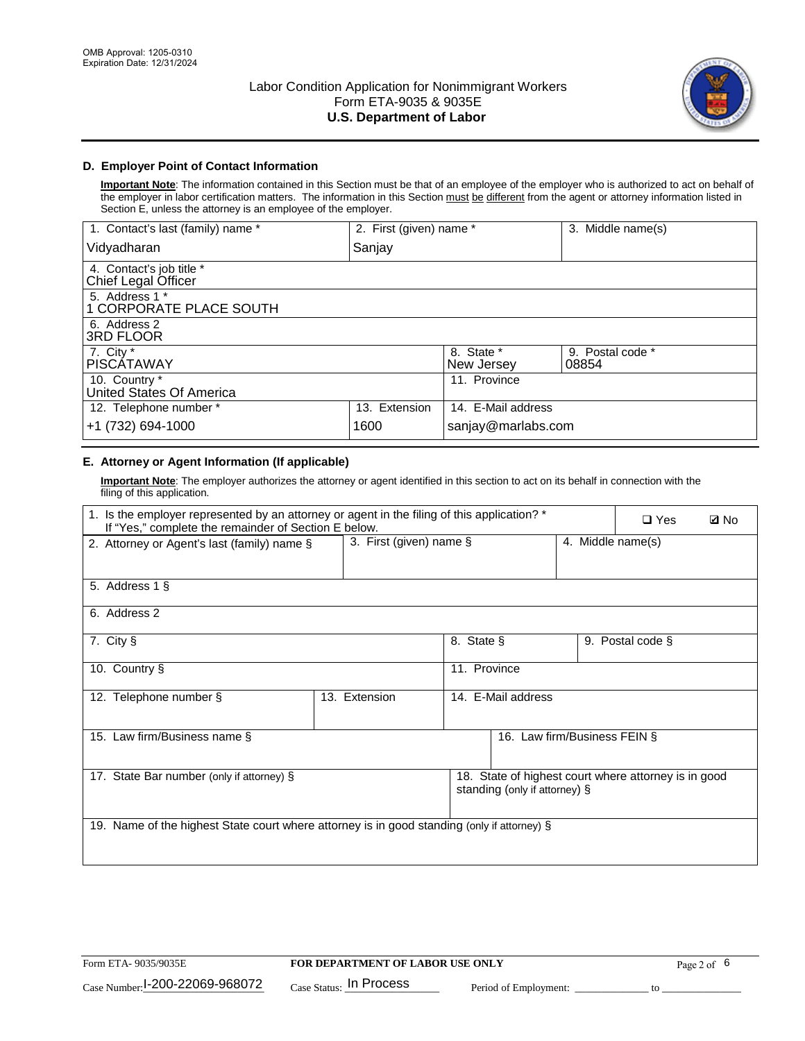## D. Employer Point of Contact Information

**Important Note**: The information contained in this Section must be that of an employee of the employer who is authorized to act on behalf of the employer in labor certification matters. The information in this Section must be different from the agent or attorney information listed in Section E, unless the attorney is an employee of the employer.

| 1. Contact's last (family) name * | 2. First (given) name * | 3. Middle name(s) |
|---|---|---|
| Vidyadharan | Sanjay | |
| 4. Contact's job title * Chief Legal Officer | | |
| 5. Address 1 * 1 CORPORATE PLACE SOUTH | | |
| 6. Address 2 3RD FLOOR | | |
| 7. City * PISCATAWAY | 8. State * New Jersey | 9. Postal code * 08854 |
| 10. Country * United States Of America | 11. Province | |
| 12. Telephone number * +1 (732) 694-1000 | 13. Extension 1600 | 14. E-Mail address sanjay@marlabs.com |

## E. Attorney or Agent Information (If applicable)

**Important Note**: The employer authorizes the attorney or agent identified in this section to act on its behalf in connection with the filing of this application.

| 1. Is the employer represented by an attorney or agent in the filing of this application? * If "Yes," complete the remainder of Section E below. | ❑ Yes | ☑ No |
|---|---|---|
| 2. Attorney or Agent's last (family) name § | 3. First (given) name § | 4. Middle name(s) |
| 5. Address 1 § | | |
| 6. Address 2 | | |
| 7. City § | 8. State § | 9. Postal code § |
| 10. Country § | 11. Province | |
| 12. Telephone number § | 13. Extension | 14. E-Mail address |
| 15. Law firm/Business name § | | 16. Law firm/Business FEIN § |
| 17. State Bar number (only if attorney) § | | 18. State of highest court where attorney is in good standing (only if attorney) § |
| 19. Name of the highest State court where attorney is in good standing (only if attorney) § | | |

Form ETA- 9035/9035E | FOR DEPARTMENT OF LABOR USE ONLY

Case Number: I-200-22069-968072 Case Status: In Process Period of Employment: _____________ to _____________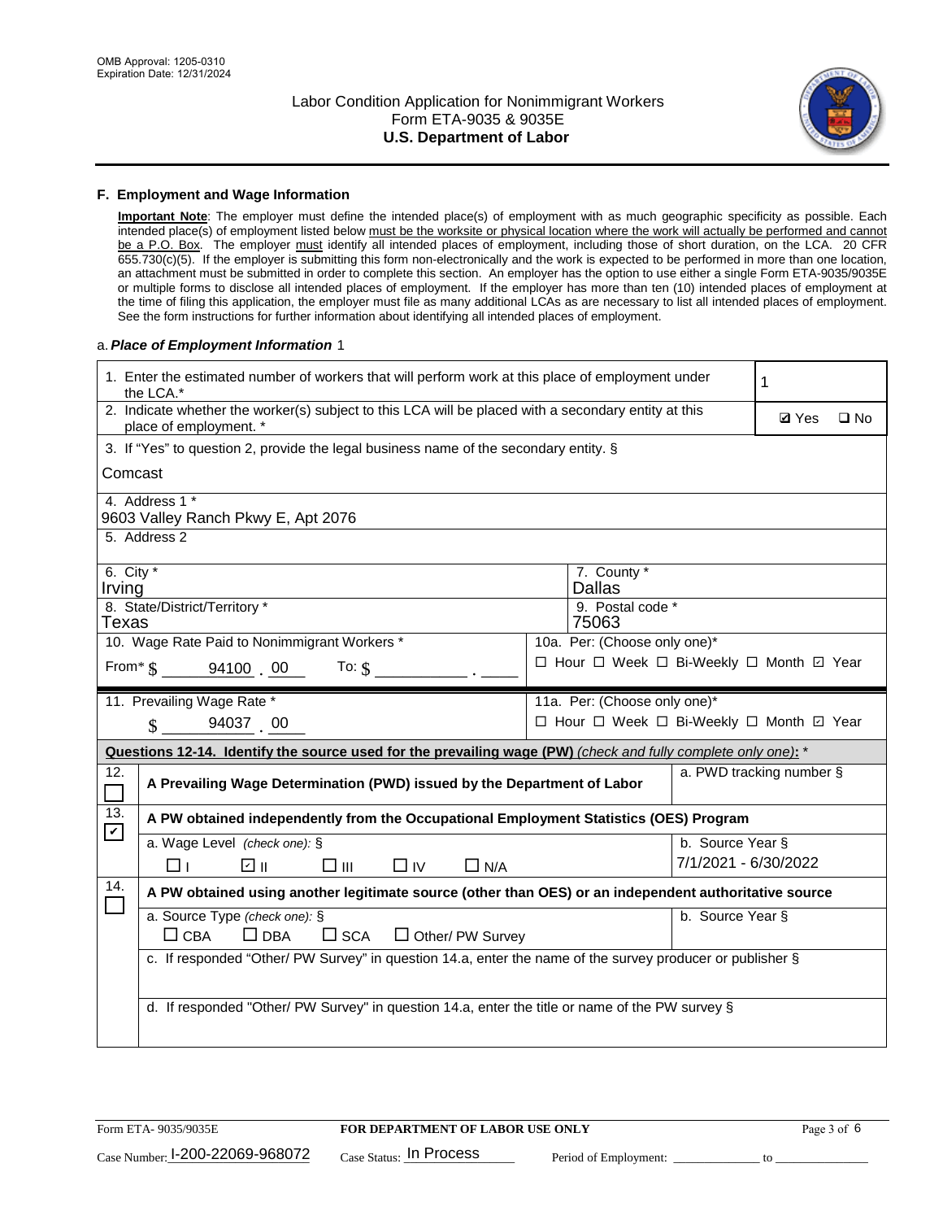OMB Approval: 1205-0310
Expiration Date: 12/31/2024

# Labor Condition Application for Nonimmigrant Workers
## Form ETA-9035 & 9035E
## U.S. Department of Labor

### F. Employment and Wage Information

**Important Note**: The employer must define the intended place(s) of employment with as much geographic specificity as possible. Each intended place(s) of employment listed below must be the worksite or physical location where the work will actually be performed and cannot be a P.O. Box. The employer must identify all intended places of employment, including those of short duration, on the LCA. 20 CFR 655.730(c)(5). If the employer is submitting this form non-electronically and the work is expected to be performed in more than one location, an attachment must be submitted in order to complete this section. An employer has the option to use either a single Form ETA-9035/9035E or multiple forms to disclose all intended places of employment. If the employer has more than ten (10) intended places of employment at the time of filing this application, the employer must file as many additional LCAs as are necessary to list all intended places of employment. See the form instructions for further information about identifying all intended places of employment.

a. ***Place of Employment Information*** 1

| | |
|---|---|
| 1. Enter the estimated number of workers that will perform work at this place of employment under the LCA.* | 1 |
| 2. Indicate whether the worker(s) subject to this LCA will be placed with a secondary entity at this place of employment. * | ☑ Yes ☐ No |
| 3. If "Yes" to question 2, provide the legal business name of the secondary entity. § Comcast | |
| 4. Address 1 * 9603 Valley Ranch Pkwy E, Apt 2076 | |
| 5. Address 2 | |
| 6. City * Irving | 7. County * Dallas |
| 8. State/District/Territory * Texas | 9. Postal code * 75063 |
| 10. Wage Rate Paid to Nonimmigrant Workers * From* $ 94100 . 00 To: $ ______ . ____ | 10a. Per: (Choose only one)* ☐ Hour ☐ Week ☐ Bi-Weekly ☐ Month ☑ Year |
| 11. Prevailing Wage Rate * $ 94037 . 00 | 11a. Per: (Choose only one)* ☐ Hour ☐ Week ☐ Bi-Weekly ☐ Month ☑ Year |

**Questions 12-14. Identify the source used for the prevailing wage (PW)** *(check and fully complete only one)*: *

| | | |
|---|---|---|
| 12. ☐ | A Prevailing Wage Determination (PWD) issued by the Department of Labor | a. PWD tracking number § |
| 13. ☑ | A PW obtained independently from the Occupational Employment Statistics (OES) Program | |
| | a. Wage Level *(check one)*: § ☐ I ☑ II ☐ III ☐ IV ☐ N/A | b. Source Year § 7/1/2021 - 6/30/2022 |
| 14. ☐ | A PW obtained using another legitimate source (other than OES) or an independent authoritative source | |
| | a. Source Type *(check one)*: § ☐ CBA ☐ DBA ☐ SCA ☐ Other/ PW Survey | b. Source Year § |
| | c. If responded "Other/ PW Survey" in question 14.a, enter the name of the survey producer or publisher § | |
| | d. If responded "Other/ PW Survey" in question 14.a, enter the title or name of the PW survey § | |

Form ETA- 9035/9035E | **FOR DEPARTMENT OF LABOR USE ONLY**

Case Number: I-200-22069-968072 Case Status: In Process Period of Employment: ____________ to ____________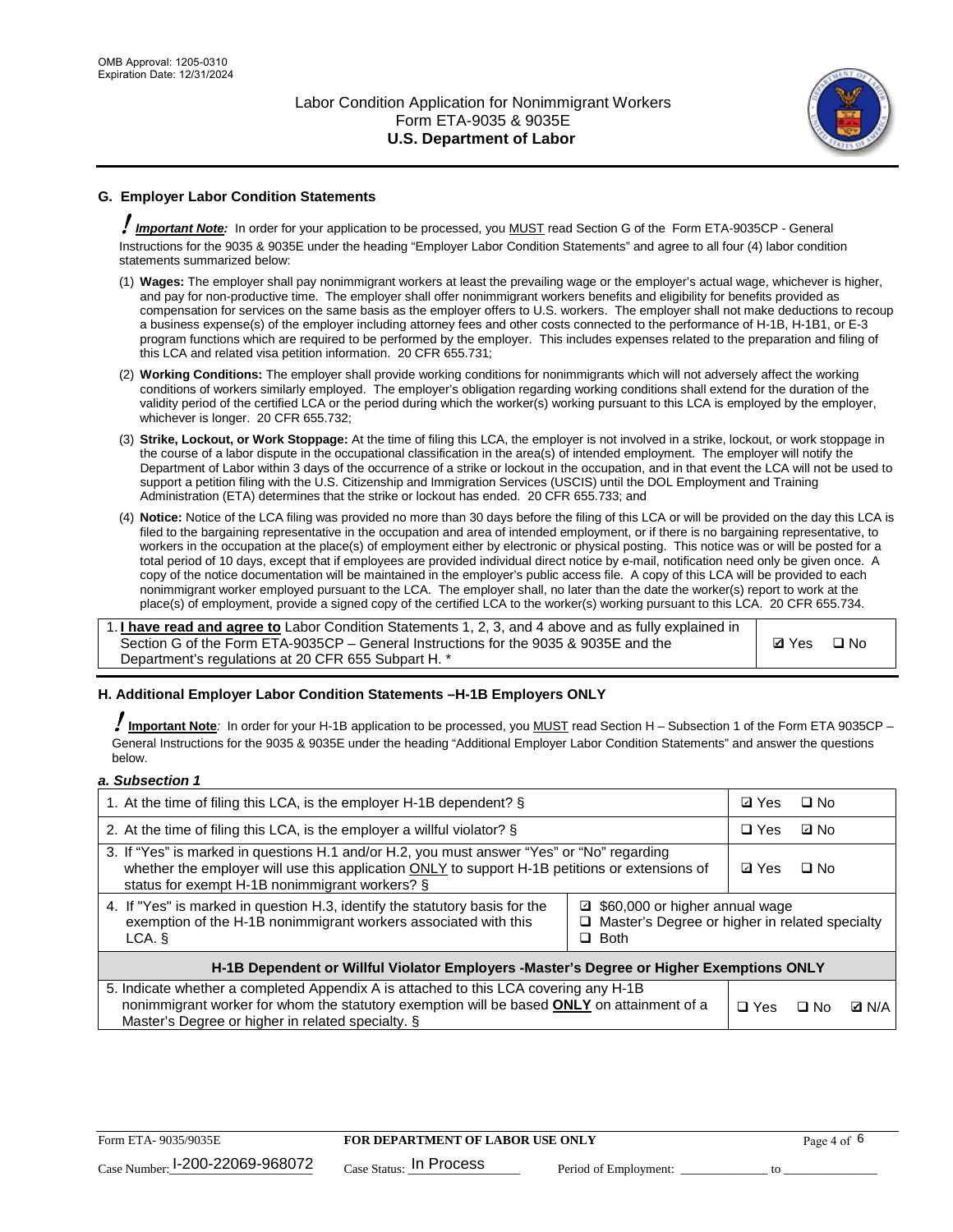## G. Employer Labor Condition Statements

! ***Important Note:*** In order for your application to be processed, you MUST read Section G of the Form ETA-9035CP - General Instructions for the 9035 & 9035E under the heading "Employer Labor Condition Statements" and agree to all four (4) labor condition statements summarized below:

(1) **Wages:** The employer shall pay nonimmigrant workers at least the prevailing wage or the employer's actual wage, whichever is higher, and pay for non-productive time. The employer shall offer nonimmigrant workers benefits and eligibility for benefits provided as compensation for services on the same basis as the employer offers to U.S. workers. The employer shall not make deductions to recoup a business expense(s) of the employer including attorney fees and other costs connected to the performance of H-1B, H-1B1, or E-3 program functions which are required to be performed by the employer. This includes expenses related to the preparation and filing of this LCA and related visa petition information. 20 CFR 655.731;

(2) **Working Conditions:** The employer shall provide working conditions for nonimmigrants which will not adversely affect the working conditions of workers similarly employed. The employer's obligation regarding working conditions shall extend for the duration of the validity period of the certified LCA or the period during which the worker(s) working pursuant to this LCA is employed by the employer, whichever is longer. 20 CFR 655.732;

(3) **Strike, Lockout, or Work Stoppage:** At the time of filing this LCA, the employer is not involved in a strike, lockout, or work stoppage in the course of a labor dispute in the occupational classification in the area(s) of intended employment. The employer will notify the Department of Labor within 3 days of the occurrence of a strike or lockout in the occupation, and in that event the LCA will not be used to support a petition filing with the U.S. Citizenship and Immigration Services (USCIS) until the DOL Employment and Training Administration (ETA) determines that the strike or lockout has ended. 20 CFR 655.733; and

(4) **Notice:** Notice of the LCA filing was provided no more than 30 days before the filing of this LCA or will be provided on the day this LCA is filed to the bargaining representative in the occupation and area of intended employment, or if there is no bargaining representative, to workers in the occupation at the place(s) of employment either by electronic or physical posting. This notice was or will be posted for a total period of 10 days, except that if employees are provided individual direct notice by e-mail, notification need only be given once. A copy of the notice documentation will be maintained in the employer's public access file. A copy of this LCA will be provided to each nonimmigrant worker employed pursuant to the LCA. The employer shall, no later than the date the worker(s) report to work at the place(s) of employment, provide a signed copy of the certified LCA to the worker(s) working pursuant to this LCA. 20 CFR 655.734.

| | |
|---|---|
| 1. **I have read and agree to** Labor Condition Statements 1, 2, 3, and 4 above and as fully explained in Section G of the Form ETA-9035CP – General Instructions for the 9035 & 9035E and the Department's regulations at 20 CFR 655 Subpart H. * | ☑ Yes ☐ No |

## H. Additional Employer Labor Condition Statements –H-1B Employers ONLY

! **Important Note**: In order for your H-1B application to be processed, you MUST read Section H – Subsection 1 of the Form ETA 9035CP – General Instructions for the 9035 & 9035E under the heading "Additional Employer Labor Condition Statements" and answer the questions below.

***a. Subsection 1***

| | | |
|---|---|---|
| 1. At the time of filing this LCA, is the employer H-1B dependent? § | | ☑ Yes ☐ No |
| 2. At the time of filing this LCA, is the employer a willful violator? § | | ☐ Yes ☑ No |
| 3. If "Yes" is marked in questions H.1 and/or H.2, you must answer "Yes" or "No" regarding whether the employer will use this application ONLY to support H-1B petitions or extensions of status for exempt H-1B nonimmigrant workers? § | | ☑ Yes ☐ No |
| 4. If "Yes" is marked in question H.3, identify the statutory basis for the exemption of the H-1B nonimmigrant workers associated with this LCA. § | ☑ $60,000 or higher annual wage<br>☐ Master's Degree or higher in related specialty<br>☐ Both | |
| **H-1B Dependent or Willful Violator Employers -Master's Degree or Higher Exemptions ONLY** | | |
| 5. Indicate whether a completed Appendix A is attached to this LCA covering any H-1B nonimmigrant worker for whom the statutory exemption will be based **ONLY** on attainment of a Master's Degree or higher in related specialty. § | | ☐ Yes ☐ No ☑ N/A |

Case Number: I-200-22069-968072 Case Status: In Process Period of Employment: _____________ to _____________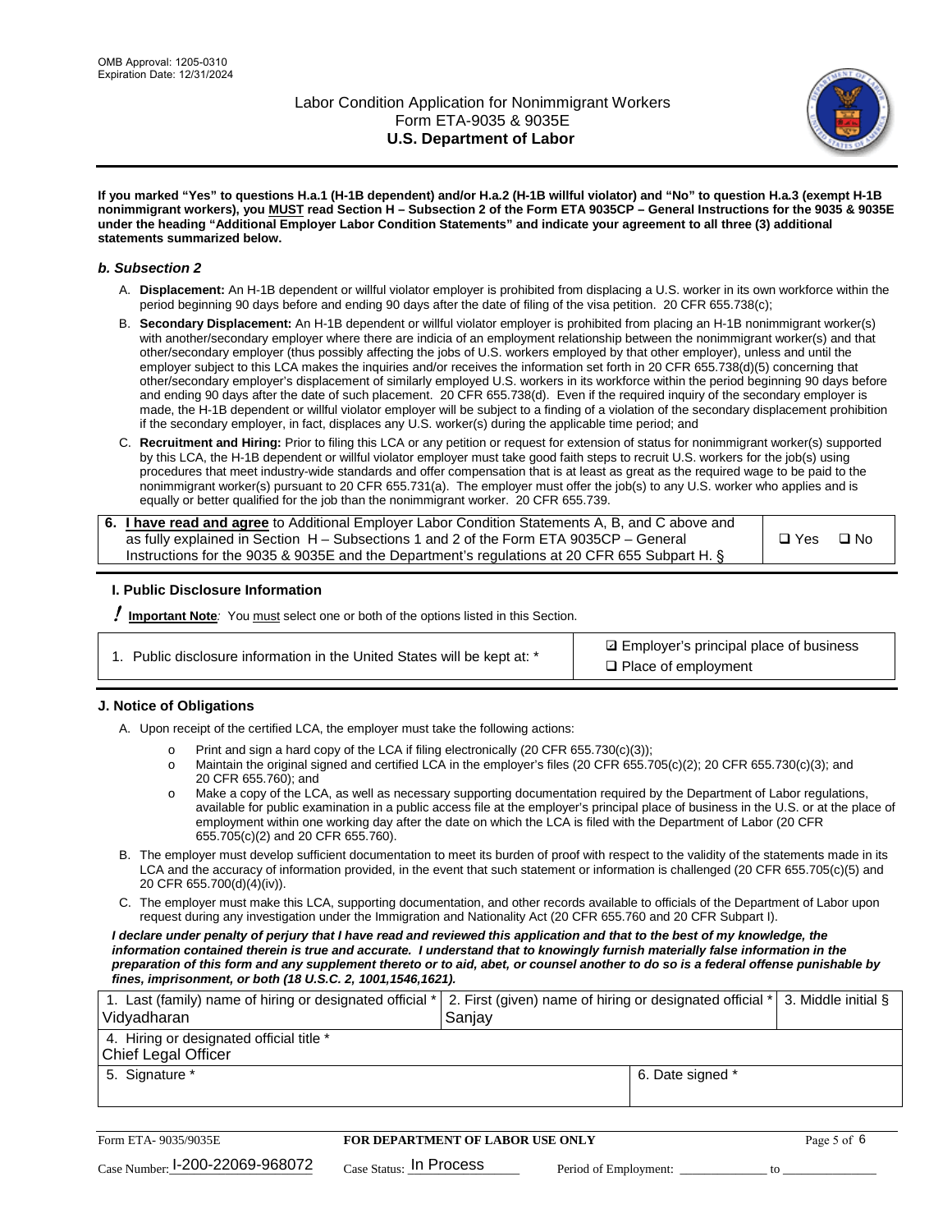If you marked "Yes" to questions H.a.1 (H-1B dependent) and/or H.a.2 (H-1B willful violator) and "No" to question H.a.3 (exempt H-1B nonimmigrant workers), you MUST read Section H – Subsection 2 of the Form ETA 9035CP – General Instructions for the 9035 & 9035E under the heading "Additional Employer Labor Condition Statements" and indicate your agreement to all three (3) additional statements summarized below.

### b. Subsection 2

A. **Displacement:** An H-1B dependent or willful violator employer is prohibited from displacing a U.S. worker in its own workforce within the period beginning 90 days before and ending 90 days after the date of filing of the visa petition. 20 CFR 655.738(c);

B. **Secondary Displacement:** An H-1B dependent or willful violator employer is prohibited from placing an H-1B nonimmigrant worker(s) with another/secondary employer where there are indicia of an employment relationship between the nonimmigrant worker(s) and that other/secondary employer (thus possibly affecting the jobs of U.S. workers employed by that other employer), unless and until the employer subject to this LCA makes the inquiries and/or receives the information set forth in 20 CFR 655.738(d)(5) concerning that other/secondary employer's displacement of similarly employed U.S. workers in its workforce within the period beginning 90 days before and ending 90 days after the date of such placement. 20 CFR 655.738(d). Even if the required inquiry of the secondary employer is made, the H-1B dependent or willful violator employer will be subject to a finding of a violation of the secondary displacement prohibition if the secondary employer, in fact, displaces any U.S. worker(s) during the applicable time period; and

C. **Recruitment and Hiring:** Prior to filing this LCA or any petition or request for extension of status for nonimmigrant worker(s) supported by this LCA, the H-1B dependent or willful violator employer must take good faith steps to recruit U.S. workers for the job(s) using procedures that meet industry-wide standards and offer compensation that is at least as great as the required wage to be paid to the nonimmigrant worker(s) pursuant to 20 CFR 655.731(a). The employer must offer the job(s) to any U.S. worker who applies and is equally or better qualified for the job than the nonimmigrant worker. 20 CFR 655.739.

| 6. **I have read and agree** to Additional Employer Labor Condition Statements A, B, and C above and as fully explained in Section H – Subsections 1 and 2 of the Form ETA 9035CP – General Instructions for the 9035 & 9035E and the Department's regulations at 20 CFR 655 Subpart H. § | ❑ Yes ❑ No |
|---|---|

## I. Public Disclosure Information

**!** **Important Note***:* You must select one or both of the options listed in this Section.

| 1. Public disclosure information in the United States will be kept at: * | ☑ Employer's principal place of business<br>❑ Place of employment |
|---|---|

## J. Notice of Obligations

A. Upon receipt of the certified LCA, the employer must take the following actions:

- Print and sign a hard copy of the LCA if filing electronically (20 CFR 655.730(c)(3));
- Maintain the original signed and certified LCA in the employer's files (20 CFR 655.705(c)(2); 20 CFR 655.730(c)(3); and 20 CFR 655.760); and
- Make a copy of the LCA, as well as necessary supporting documentation required by the Department of Labor regulations, available for public examination in a public access file at the employer's principal place of business in the U.S. or at the place of employment within one working day after the date on which the LCA is filed with the Department of Labor (20 CFR 655.705(c)(2) and 20 CFR 655.760).

B. The employer must develop sufficient documentation to meet its burden of proof with respect to the validity of the statements made in its LCA and the accuracy of information provided, in the event that such statement or information is challenged (20 CFR 655.705(c)(5) and 20 CFR 655.700(d)(4)(iv)).

C. The employer must make this LCA, supporting documentation, and other records available to officials of the Department of Labor upon request during any investigation under the Immigration and Nationality Act (20 CFR 655.760 and 20 CFR Subpart I).

***I declare under penalty of perjury that I have read and reviewed this application and that to the best of my knowledge, the information contained therein is true and accurate. I understand that to knowingly furnish materially false information in the preparation of this form and any supplement thereto or to aid, abet, or counsel another to do so is a federal offense punishable by fines, imprisonment, or both (18 U.S.C. 2, 1001,1546,1621).***

| 1. Last (family) name of hiring or designated official * | 2. First (given) name of hiring or designated official * | 3. Middle initial § |
|---|---|---|
| Vidyadharan | Sanjay | |
| 4. Hiring or designated official title * | | |
| Chief Legal Officer | | |
| 5. Signature * | 6. Date signed * | |
| | | |

Form ETA- 9035/9035E — **FOR DEPARTMENT OF LABOR USE ONLY**

Case Number: I-200-22069-968072 Case Status: In Process Period of Employment: _____________ to _____________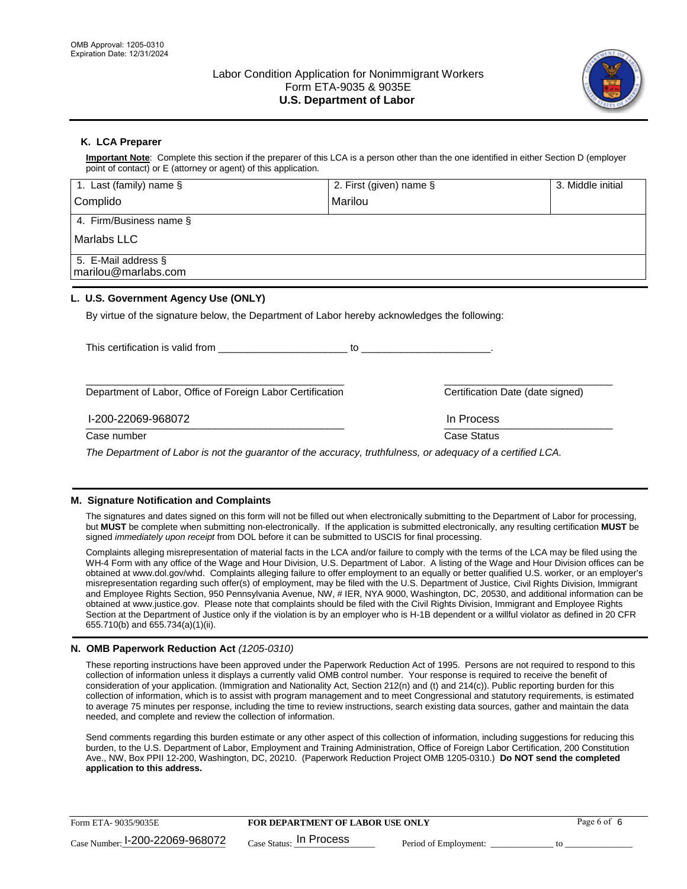OMB Approval: 1205-0310
Expiration Date: 12/31/2024

# Labor Condition Application for Nonimmigrant Workers
## Form ETA-9035 & 9035E
## U.S. Department of Labor

### K. LCA Preparer

**Important Note**: Complete this section if the preparer of this LCA is a person other than the one identified in either Section D (employer point of contact) or E (attorney or agent) of this application.

| 1. Last (family) name § | 2. First (given) name § | 3. Middle initial |
|---|---|---|
| Complido | Marilou | |

4. Firm/Business name §

Marlabs LLC

5. E-Mail address §

marilou@marlabs.com

### L. U.S. Government Agency Use (ONLY)

By virtue of the signature below, the Department of Labor hereby acknowledges the following:

This certification is valid from ______________________ to ______________________.

Department of Labor, Office of Foreign Labor Certification

Certification Date (date signed)

I-200-22069-968072

Case number

In Process

Case Status

*The Department of Labor is not the guarantor of the accuracy, truthfulness, or adequacy of a certified LCA.*

### M. Signature Notification and Complaints

The signatures and dates signed on this form will not be filled out when electronically submitting to the Department of Labor for processing, but **MUST** be complete when submitting non-electronically. If the application is submitted electronically, any resulting certification **MUST** be signed *immediately upon receipt* from DOL before it can be submitted to USCIS for final processing.

Complaints alleging misrepresentation of material facts in the LCA and/or failure to comply with the terms of the LCA may be filed using the WH-4 Form with any office of the Wage and Hour Division, U.S. Department of Labor. A listing of the Wage and Hour Division offices can be obtained at www.dol.gov/whd. Complaints alleging failure to offer employment to an equally or better qualified U.S. worker, or an employer's misrepresentation regarding such offer(s) of employment, may be filed with the U.S. Department of Justice, Civil Rights Division, Immigrant and Employee Rights Section, 950 Pennsylvania Avenue, NW, # IER, NYA 9000, Washington, DC, 20530, and additional information can be obtained at www.justice.gov. Please note that complaints should be filed with the Civil Rights Division, Immigrant and Employee Rights Section at the Department of Justice only if the violation is by an employer who is H-1B dependent or a willful violator as defined in 20 CFR 655.710(b) and 655.734(a)(1)(ii).

### N. OMB Paperwork Reduction Act *(1205-0310)*

These reporting instructions have been approved under the Paperwork Reduction Act of 1995. Persons are not required to respond to this collection of information unless it displays a currently valid OMB control number. Your response is required to receive the benefit of consideration of your application. (Immigration and Nationality Act, Section 212(n) and (t) and 214(c)). Public reporting burden for this collection of information, which is to assist with program management and to meet Congressional and statutory requirements, is estimated to average 75 minutes per response, including the time to review instructions, search existing data sources, gather and maintain the data needed, and complete and review the collection of information.

Send comments regarding this burden estimate or any other aspect of this collection of information, including suggestions for reducing this burden, to the U.S. Department of Labor, Employment and Training Administration, Office of Foreign Labor Certification, 200 Constitution Ave., NW, Box PPII 12-200, Washington, DC, 20210. (Paperwork Reduction Project OMB 1205-0310.) **Do NOT send the completed application to this address.**

Form ETA- 9035/9035E | **FOR DEPARTMENT OF LABOR USE ONLY**

Case Number: I-200-22069-968072 | Case Status: In Process | Period of Employment: ____________ to ______________